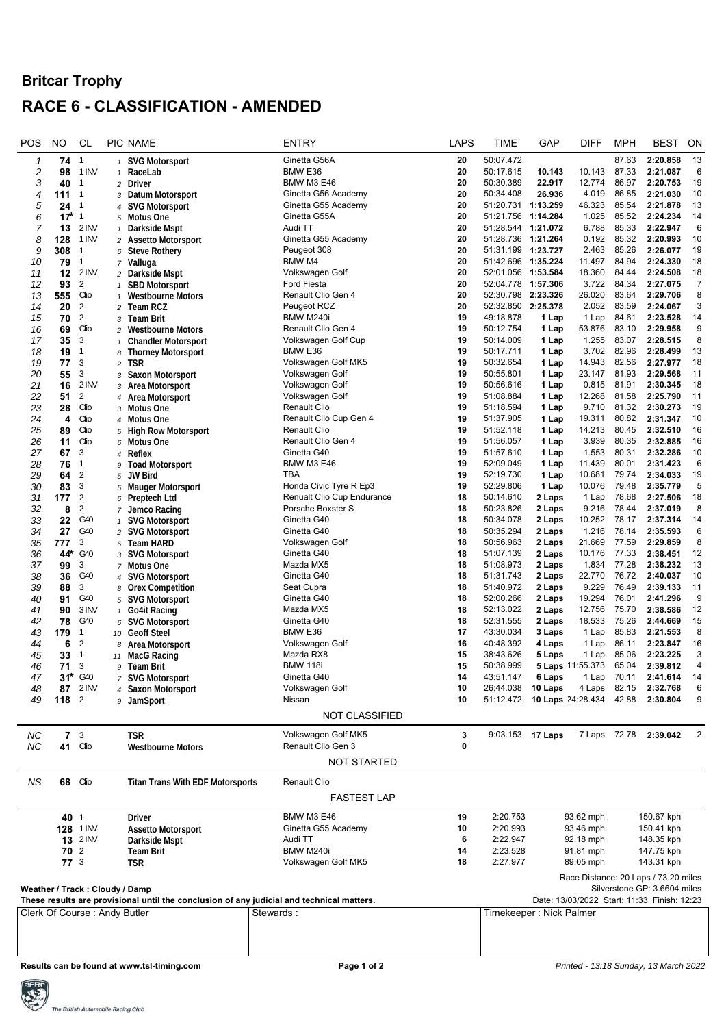## Britcar Trophy

# RACE 6 - CLASSIFICATION - AMENDED

| POS | NO | CL | PIC | NAME | ENTRY | LAPS | TIME | GAP | DIFF | MPH | BEST | ON |
|---|---|---|---|---|---|---|---|---|---|---|---|---|
| 1 | 74 | 1 | 1 | SVG Motorsport | Ginetta G56A | 20 | 50:07.472 | | | 87.63 | 2:20.858 | 13 |
| 2 | 98 | 1 INV | 1 | RaceLab | BMW E36 | 20 | 50:17.615 | 10.143 | 10.143 | 87.33 | 2:21.087 | 6 |
| 3 | 40 | 1 | 2 | Driver | BMW M3 E46 | 20 | 50:30.389 | 22.917 | 12.774 | 86.97 | 2:20.753 | 19 |
| 4 | 111 | 1 | 3 | Datum Motorsport | Ginetta G56 Academy | 20 | 50:34.408 | 26.936 | 4.019 | 86.85 | 2:21.030 | 10 |
| 5 | 24 | 1 | 4 | SVG Motorsport | Ginetta G55 Academy | 20 | 51:20.731 | 1:13.259 | 46.323 | 85.54 | 2:21.878 | 13 |
| 6 | 17* | 1 | 5 | Motus One | Ginetta G55A | 20 | 51:21.756 | 1:14.284 | 1.025 | 85.52 | 2:24.234 | 14 |
| 7 | 13 | 2 INV | 1 | Darkside Mspt | Audi TT | 20 | 51:28.544 | 1:21.072 | 6.788 | 85.33 | 2:22.947 | 6 |
| 8 | 128 | 1 INV | 2 | Assetto Motorsport | Ginetta G55 Academy | 20 | 51:28.736 | 1:21.264 | 0.192 | 85.32 | 2:20.993 | 10 |
| 9 | 308 | 1 | 6 | Steve Rothery | Peugeot 308 | 20 | 51:31.199 | 1:23.727 | 2.463 | 85.26 | 2:26.077 | 19 |
| 10 | 79 | 1 | 7 | Valluga | BMW M4 | 20 | 51:42.696 | 1:35.224 | 11.497 | 84.94 | 2:24.330 | 18 |
| 11 | 12 | 2 INV | 2 | Darkside Mspt | Volkswagen Golf | 20 | 52:01.056 | 1:53.584 | 18.360 | 84.44 | 2:24.508 | 18 |
| 12 | 93 | 2 | 1 | SBD Motorsport | Ford Fiesta | 20 | 52:04.778 | 1:57.306 | 3.722 | 84.34 | 2:27.075 | 7 |
| 13 | 555 | Clio | 1 | Westbourne Motors | Renault Clio Gen 4 | 20 | 52:30.798 | 2:23.326 | 26.020 | 83.64 | 2:29.706 | 8 |
| 14 | 20 | 2 | 2 | Team RCZ | Peugeot RCZ | 20 | 52:32.850 | 2:25.378 | 2.052 | 83.59 | 2:24.067 | 3 |
| 15 | 70 | 2 | 3 | Team Brit | BMW M240i | 19 | 49:18.878 | 1 Lap | 1 Lap | 84.61 | 2:23.528 | 14 |
| 16 | 69 | Clio | 2 | Westbourne Motors | Renault Clio Gen 4 | 19 | 50:12.754 | 1 Lap | 53.876 | 83.10 | 2:29.958 | 9 |
| 17 | 35 | 3 | 1 | Chandler Motorsport | Volkswagen Golf Cup | 19 | 50:14.009 | 1 Lap | 1.255 | 83.07 | 2:28.515 | 8 |
| 18 | 19 | 1 | 8 | Thorney Motorsport | BMW E36 | 19 | 50:17.711 | 1 Lap | 3.702 | 82.96 | 2:28.499 | 13 |
| 19 | 77 | 3 | 2 | TSR | Volkswagen Golf MK5 | 19 | 50:32.654 | 1 Lap | 14.943 | 82.56 | 2:27.977 | 18 |
| 20 | 55 | 3 | 3 | Saxon Motorsport | Volkswagen Golf | 19 | 50:55.801 | 1 Lap | 23.147 | 81.93 | 2:29.568 | 11 |
| 21 | 16 | 2 INV | 3 | Area Motorsport | Volkswagen Golf | 19 | 50:56.616 | 1 Lap | 0.815 | 81.91 | 2:30.345 | 18 |
| 22 | 51 | 2 | 4 | Area Motorsport | Volkswagen Golf | 19 | 51:08.884 | 1 Lap | 12.268 | 81.58 | 2:25.790 | 11 |
| 23 | 28 | Clio | 3 | Motus One | Renault Clio | 19 | 51:18.594 | 1 Lap | 9.710 | 81.32 | 2:30.273 | 19 |
| 24 | 4 | Clio | 4 | Motus One | Renault Clio Cup Gen 4 | 19 | 51:37.905 | 1 Lap | 19.311 | 80.82 | 2:31.347 | 10 |
| 25 | 89 | Clio | 5 | High Row Motorsport | Renault Clio | 19 | 51:52.118 | 1 Lap | 14.213 | 80.45 | 2:32.510 | 16 |
| 26 | 11 | Clio | 6 | Motus One | Renault Clio Gen 4 | 19 | 51:56.057 | 1 Lap | 3.939 | 80.35 | 2:32.885 | 16 |
| 27 | 67 | 3 | 4 | Reflex | Ginetta G40 | 19 | 51:57.610 | 1 Lap | 1.553 | 80.31 | 2:32.286 | 10 |
| 28 | 76 | 1 | 9 | Toad Motorsport | BMW M3 E46 | 19 | 52:09.049 | 1 Lap | 11.439 | 80.01 | 2:31.423 | 6 |
| 29 | 64 | 2 | 5 | JW Bird | TBA | 19 | 52:19.730 | 1 Lap | 10.681 | 79.74 | 2:34.033 | 19 |
| 30 | 83 | 3 | 5 | Mauger Motorsport | Honda Civic Tyre R Ep3 | 19 | 52:29.806 | 1 Lap | 10.076 | 79.48 | 2:35.779 | 5 |
| 31 | 177 | 2 | 6 | Preptech Ltd | Renualt Clio Cup Endurance | 18 | 50:14.610 | 2 Laps | 1 Lap | 78.68 | 2:27.506 | 18 |
| 32 | 8 | 2 | 7 | Jemco Racing | Porsche Boxster S | 18 | 50:23.826 | 2 Laps | 9.216 | 78.44 | 2:37.019 | 8 |
| 33 | 22 | G40 | 1 | SVG Motorsport | Ginetta G40 | 18 | 50:34.078 | 2 Laps | 10.252 | 78.17 | 2:37.314 | 14 |
| 34 | 27 | G40 | 2 | SVG Motorsport | Ginetta G40 | 18 | 50:35.294 | 2 Laps | 1.216 | 78.14 | 2:35.593 | 6 |
| 35 | 777 | 3 | 6 | Team HARD | Volkswagen Golf | 18 | 50:56.963 | 2 Laps | 21.669 | 77.59 | 2:29.859 | 8 |
| 36 | 44* | G40 | 3 | SVG Motorsport | Ginetta G40 | 18 | 51:07.139 | 2 Laps | 10.176 | 77.33 | 2:38.451 | 12 |
| 37 | 99 | 3 | 7 | Motus One | Mazda MX5 | 18 | 51:08.973 | 2 Laps | 1.834 | 77.28 | 2:38.232 | 13 |
| 38 | 36 | G40 | 4 | SVG Motorsport | Ginetta G40 | 18 | 51:31.743 | 2 Laps | 22.770 | 76.72 | 2:40.037 | 10 |
| 39 | 88 | 3 | 8 | Orex Competition | Seat Cupra | 18 | 51:40.972 | 2 Laps | 9.229 | 76.49 | 2:39.133 | 11 |
| 40 | 91 | G40 | 5 | SVG Motorsport | Ginetta G40 | 18 | 52:00.266 | 2 Laps | 19.294 | 76.01 | 2:41.296 | 9 |
| 41 | 90 | 3 INV | 1 | Go4it Racing | Mazda MX5 | 18 | 52:13.022 | 2 Laps | 12.756 | 75.70 | 2:38.586 | 12 |
| 42 | 78 | G40 | 6 | SVG Motorsport | Ginetta G40 | 18 | 52:31.555 | 2 Laps | 18.533 | 75.26 | 2:44.669 | 15 |
| 43 | 179 | 1 | 10 | Geoff Steel | BMW E36 | 17 | 43:30.034 | 3 Laps | 1 Lap | 85.83 | 2:21.553 | 8 |
| 44 | 6 | 2 | 8 | Area Motorsport | Volkswagen Golf | 16 | 40:48.392 | 4 Laps | 1 Lap | 86.11 | 2:23.847 | 16 |
| 45 | 33 | 1 | 11 | MacG Racing | Mazda RX8 | 15 | 38:43.626 | 5 Laps | 1 Lap | 85.06 | 2:23.225 | 3 |
| 46 | 71 | 3 | 9 | Team Brit | BMW 118i | 15 | 50:38.999 | 5 Laps | 11:55.373 | 65.04 | 2:39.812 | 4 |
| 47 | 31* | G40 | 7 | SVG Motorsport | Ginetta G40 | 14 | 43:51.147 | 6 Laps | 1 Lap | 70.11 | 2:41.614 | 14 |
| 48 | 87 | 2 INV | 4 | Saxon Motorsport | Volkswagen Golf | 10 | 26:44.038 | 10 Laps | 4 Laps | 82.15 | 2:32.768 | 6 |
| 49 | 118 | 2 | 9 | JamSport | Nissan | 10 | 51:12.472 | 10 Laps | 24:28.434 | 42.88 | 2:30.804 | 9 |

### NOT CLASSIFIED

| POS | NO | CL | PIC | NAME | ENTRY | LAPS | TIME | GAP | DIFF | MPH | BEST | ON |
|---|---|---|---|---|---|---|---|---|---|---|---|---|
| NC | 7 | 3 | | TSR | Volkswagen Golf MK5 | 3 | 9:03.153 | 17 Laps | 7 Laps | 72.78 | 2:39.042 | 2 |
| NC | 41 | Clio | | Westbourne Motors | Renault Clio Gen 3 | 0 | | | | | | |

### NOT STARTED

| POS | NO | CL | NAME | ENTRY |
|---|---|---|---|---|
| NS | 68 | Clio | Titan Trans With EDF Motorsports | Renault Clio |

### FASTEST LAP

| NO | CL | NAME | ENTRY | LAP | TIME | MPH | KPH |
|---|---|---|---|---|---|---|---|
| 40 | 1 | Driver | BMW M3 E46 | 19 | 2:20.753 | 93.62 mph | 150.67 kph |
| 128 | 1 INV | Assetto Motorsport | Ginetta G55 Academy | 10 | 2:20.993 | 93.46 mph | 150.41 kph |
| 13 | 2 INV | Darkside Mspt | Audi TT | 6 | 2:22.947 | 92.18 mph | 148.35 kph |
| 70 | 2 | Team Brit | BMW M240i | 14 | 2:23.528 | 91.81 mph | 147.75 kph |
| 77 | 3 | TSR | Volkswagen Golf MK5 | 18 | 2:27.977 | 89.05 mph | 143.31 kph |

Race Distance: 20 Laps / 73.20 miles
Silverstone GP: 3.6604 miles
Date: 13/03/2022 Start: 11:33 Finish: 12:23

**Weather / Track : Cloudy / Damp**

**These results are provisional until the conclusion of any judicial and technical matters.**

| Clerk Of Course : Andy Butler | Stewards : | Timekeeper : Nick Palmer |
|---|---|---|

**Results can be found at www.tsl-timing.com**

*Printed - 13:18 Sunday, 13 March 2022*

The British Automobile Racing Club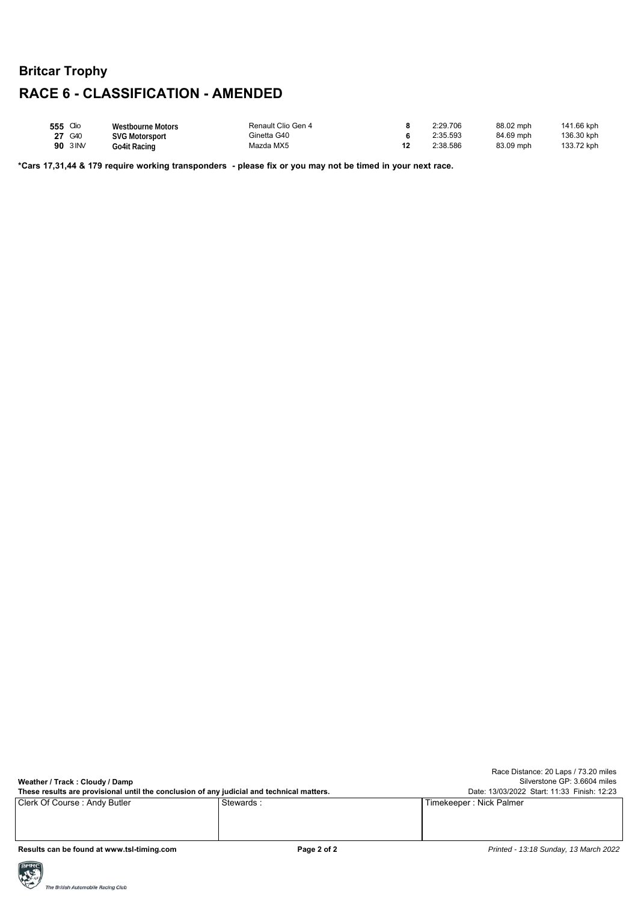## Britcar Trophy

# RACE 6 - CLASSIFICATION - AMENDED

| | | | | | | | |
|---|---|---|---|---|---|---|---|
| **555** | Clio | **Westbourne Motors** | Renault Clio Gen 4 | **8** | 2:29.706 | 88.02 mph | 141.66 kph |
| **27** | G40 | **SVG Motorsport** | Ginetta G40 | **6** | 2:35.593 | 84.69 mph | 136.30 kph |
| **90** | 3 INV | **Go4it Racing** | Mazda MX5 | **12** | 2:38.586 | 83.09 mph | 133.72 kph |

**\*Cars 17,31,44 & 179 require working transponders - please fix or you may not be timed in your next race.**

Race Distance: 20 Laps / 73.20 miles
Silverstone GP: 3.6604 miles

**Weather / Track : Cloudy / Damp**

**These results are provisional until the conclusion of any judicial and technical matters.**

Date: 13/03/2022 Start: 11:33 Finish: 12:23

| | | |
|---|---|---|
| Clerk Of Course : Andy Butler | Stewards : | Timekeeper : Nick Palmer |

**Results can be found at www.tsl-timing.com**

*Printed - 13:18 Sunday, 13 March 2022*

The British Automobile Racing Club